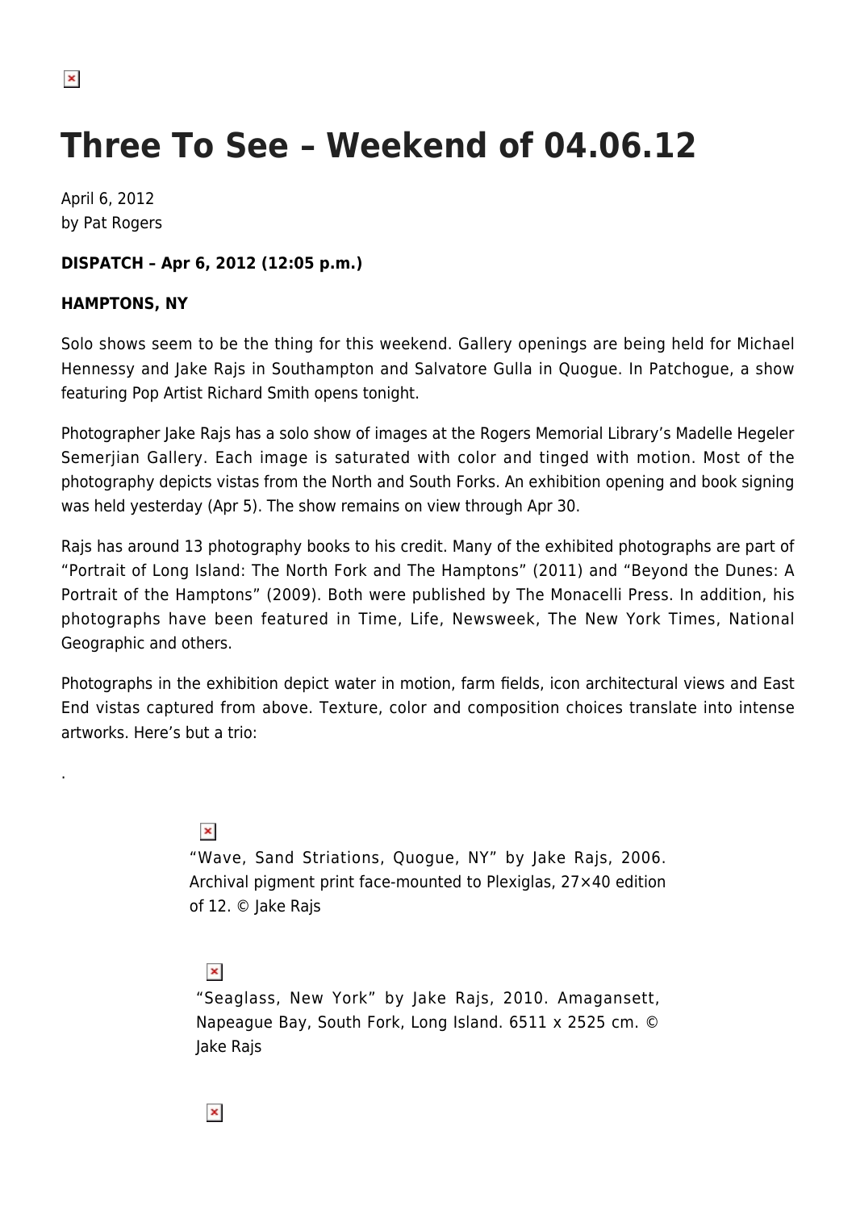# Three To See – Weekend of 04.06.12

April 6, 2012
by Pat Rogers

**DISPATCH – Apr 6, 2012 (12:05 p.m.)**

**HAMPTONS, NY**

Solo shows seem to be the thing for this weekend. Gallery openings are being held for Michael Hennessy and Jake Rajs in Southampton and Salvatore Gulla in Quogue. In Patchogue, a show featuring Pop Artist Richard Smith opens tonight.

Photographer Jake Rajs has a solo show of images at the Rogers Memorial Library's Madelle Hegeler Semerjian Gallery. Each image is saturated with color and tinged with motion. Most of the photography depicts vistas from the North and South Forks. An exhibition opening and book signing was held yesterday (Apr 5). The show remains on view through Apr 30.

Rajs has around 13 photography books to his credit. Many of the exhibited photographs are part of "Portrait of Long Island: The North Fork and The Hamptons" (2011) and "Beyond the Dunes: A Portrait of the Hamptons" (2009). Both were published by The Monacelli Press. In addition, his photographs have been featured in Time, Life, Newsweek, The New York Times, National Geographic and others.

Photographs in the exhibition depict water in motion, farm fields, icon architectural views and East End vistas captured from above. Texture, color and composition choices translate into intense artworks. Here's but a trio:

.

"Wave, Sand Striations, Quogue, NY" by Jake Rajs, 2006. Archival pigment print face-mounted to Plexiglas, 27×40 edition of 12. © Jake Rajs

"Seaglass, New York" by Jake Rajs, 2010. Amagansett, Napeague Bay, South Fork, Long Island. 6511 x 2525 cm. © Jake Rajs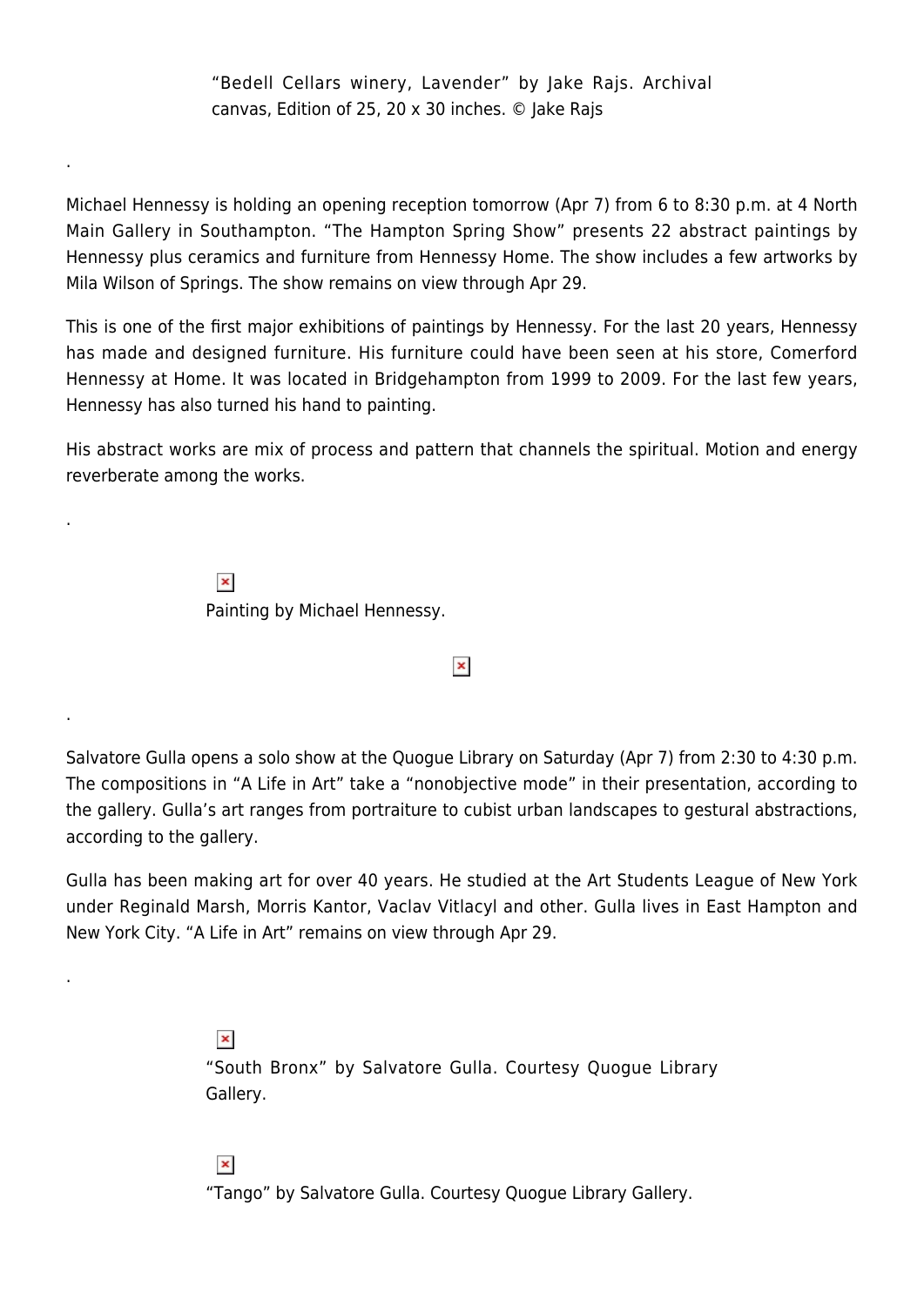"Bedell Cellars winery, Lavender" by Jake Rajs. Archival canvas, Edition of 25, 20 x 30 inches. © Jake Rajs

.

Michael Hennessy is holding an opening reception tomorrow (Apr 7) from 6 to 8:30 p.m. at 4 North Main Gallery in Southampton. "The Hampton Spring Show" presents 22 abstract paintings by Hennessy plus ceramics and furniture from Hennessy Home. The show includes a few artworks by Mila Wilson of Springs. The show remains on view through Apr 29.

This is one of the first major exhibitions of paintings by Hennessy. For the last 20 years, Hennessy has made and designed furniture. His furniture could have been seen at his store, Comerford Hennessy at Home. It was located in Bridgehampton from 1999 to 2009. For the last few years, Hennessy has also turned his hand to painting.

His abstract works are mix of process and pattern that channels the spiritual. Motion and energy reverberate among the works.

.

Painting by Michael Hennessy.

.

Salvatore Gulla opens a solo show at the Quogue Library on Saturday (Apr 7) from 2:30 to 4:30 p.m. The compositions in "A Life in Art" take a "nonobjective mode" in their presentation, according to the gallery. Gulla's art ranges from portraiture to cubist urban landscapes to gestural abstractions, according to the gallery.

Gulla has been making art for over 40 years. He studied at the Art Students League of New York under Reginald Marsh, Morris Kantor, Vaclav Vitlacyl and other. Gulla lives in East Hampton and New York City. "A Life in Art" remains on view through Apr 29.

.

"South Bronx" by Salvatore Gulla. Courtesy Quogue Library Gallery.

"Tango" by Salvatore Gulla. Courtesy Quogue Library Gallery.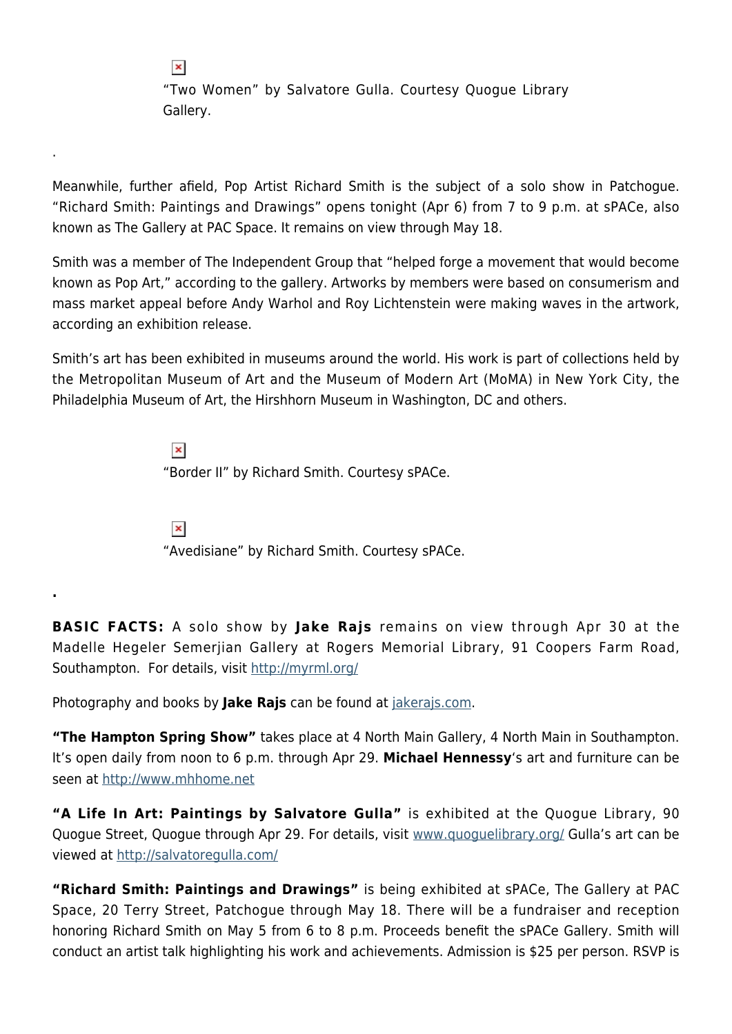"Two Women" by Salvatore Gulla. Courtesy Quogue Library Gallery.

.

Meanwhile, further afield, Pop Artist Richard Smith is the subject of a solo show in Patchogue. "Richard Smith: Paintings and Drawings" opens tonight (Apr 6) from 7 to 9 p.m. at sPACe, also known as The Gallery at PAC Space. It remains on view through May 18.

Smith was a member of The Independent Group that "helped forge a movement that would become known as Pop Art," according to the gallery. Artworks by members were based on consumerism and mass market appeal before Andy Warhol and Roy Lichtenstein were making waves in the artwork, according an exhibition release.

Smith's art has been exhibited in museums around the world. His work is part of collections held by the Metropolitan Museum of Art and the Museum of Modern Art (MoMA) in New York City, the Philadelphia Museum of Art, the Hirshhorn Museum in Washington, DC and others.

"Border II" by Richard Smith. Courtesy sPACe.

"Avedisiane" by Richard Smith. Courtesy sPACe.

**.**

**BASIC FACTS:** A solo show by **Jake Rajs** remains on view through Apr 30 at the Madelle Hegeler Semerjian Gallery at Rogers Memorial Library, 91 Coopers Farm Road, Southampton. For details, visit http://myrml.org/

Photography and books by **Jake Rajs** can be found at jakerajs.com.

**"The Hampton Spring Show"** takes place at 4 North Main Gallery, 4 North Main in Southampton. It's open daily from noon to 6 p.m. through Apr 29. **Michael Hennessy**'s art and furniture can be seen at http://www.mhhome.net

**"A Life In Art: Paintings by Salvatore Gulla"** is exhibited at the Quogue Library, 90 Quogue Street, Quogue through Apr 29. For details, visit www.quoguelibrary.org/ Gulla's art can be viewed at http://salvatoregulla.com/

**"Richard Smith: Paintings and Drawings"** is being exhibited at sPACe, The Gallery at PAC Space, 20 Terry Street, Patchogue through May 18. There will be a fundraiser and reception honoring Richard Smith on May 5 from 6 to 8 p.m. Proceeds benefit the sPACe Gallery. Smith will conduct an artist talk highlighting his work and achievements. Admission is $25 per person. RSVP is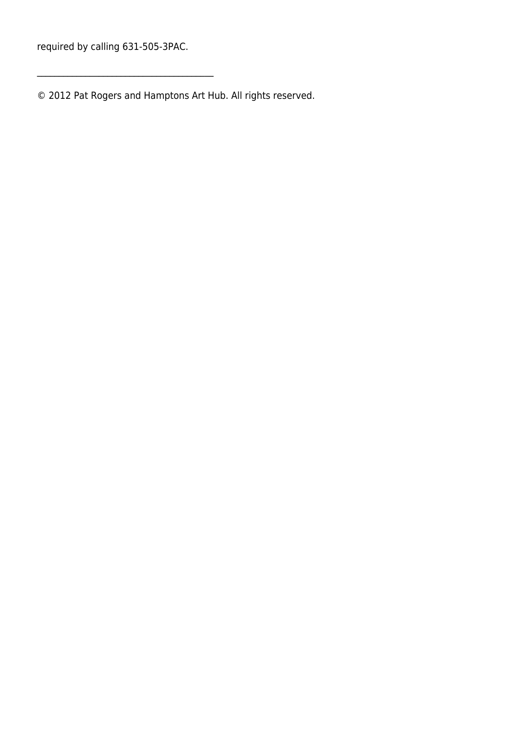required by calling 631-505-3PAC.

---

© 2012 Pat Rogers and Hamptons Art Hub. All rights reserved.